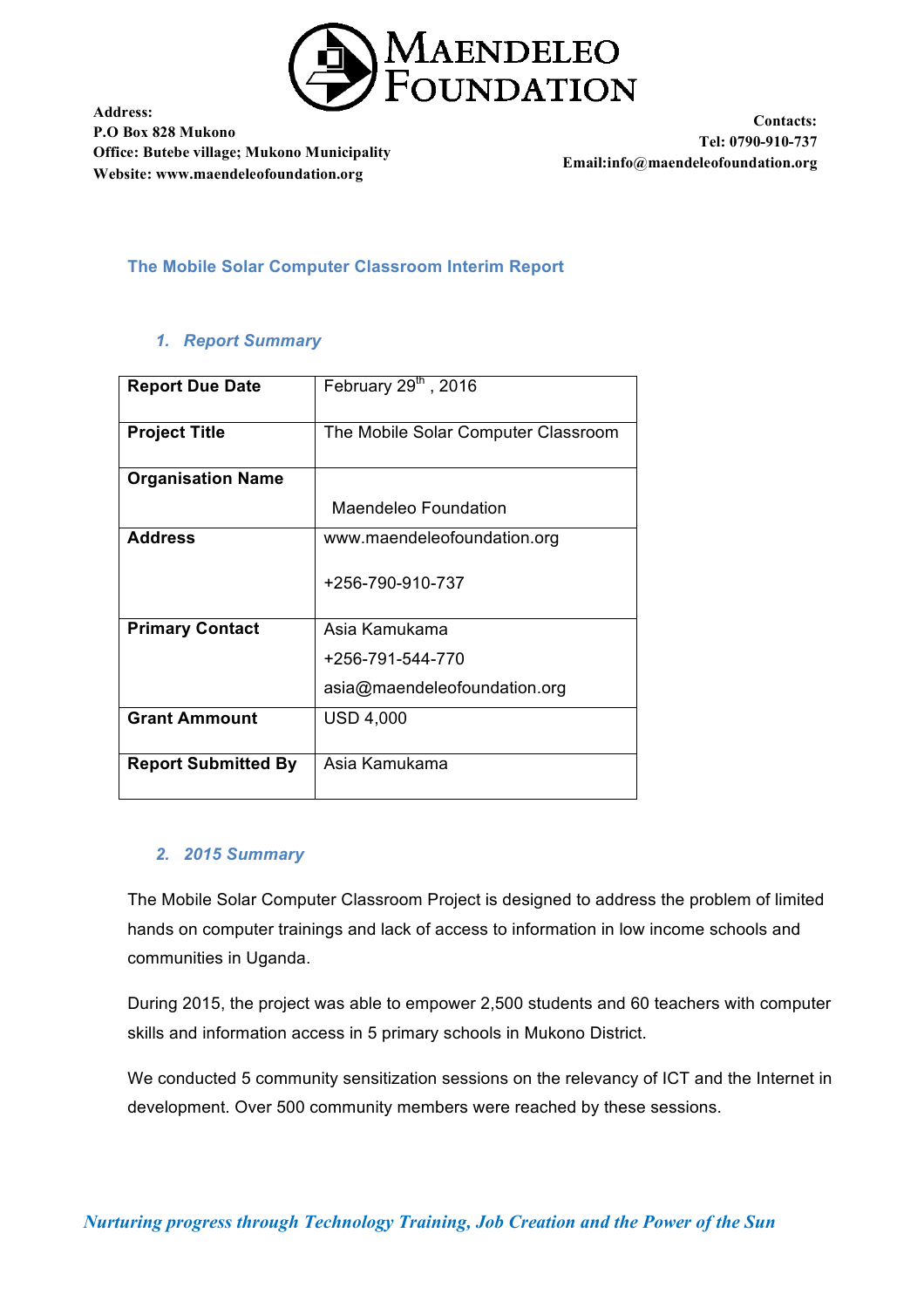# MAENDELEO FOUNDATION

**Address:**
**P.O Box 828 Mukono**
**Office: Butebe village; Mukono Municipality**
**Website: www.maendeleofoundation.org**

**Contacts:**
**Tel: 0790-910-737**
**Email:info@maendeleofoundation.org**

## The Mobile Solar Computer Classroom Interim Report

### *1. Report Summary*

| | |
|---|---|
| **Report Due Date** | February 29th , 2016 |
| **Project Title** | The Mobile Solar Computer Classroom |
| **Organisation Name** | Maendeleo Foundation |
| **Address** | www.maendeleofoundation.org<br><br>+256-790-910-737 |
| **Primary Contact** | Asia Kamukama<br>+256-791-544-770<br>asia@maendeleofoundation.org |
| **Grant Ammount** | USD 4,000 |
| **Report Submitted By** | Asia Kamukama |

### *2. 2015 Summary*

The Mobile Solar Computer Classroom Project is designed to address the problem of limited hands on computer trainings and lack of access to information in low income schools and communities in Uganda.

During 2015, the project was able to empower 2,500 students and 60 teachers with computer skills and information access in 5 primary schools in Mukono District.

We conducted 5 community sensitization sessions on the relevancy of ICT and the Internet in development. Over 500 community members were reached by these sessions.

*Nurturing progress through Technology Training, Job Creation and the Power of the Sun*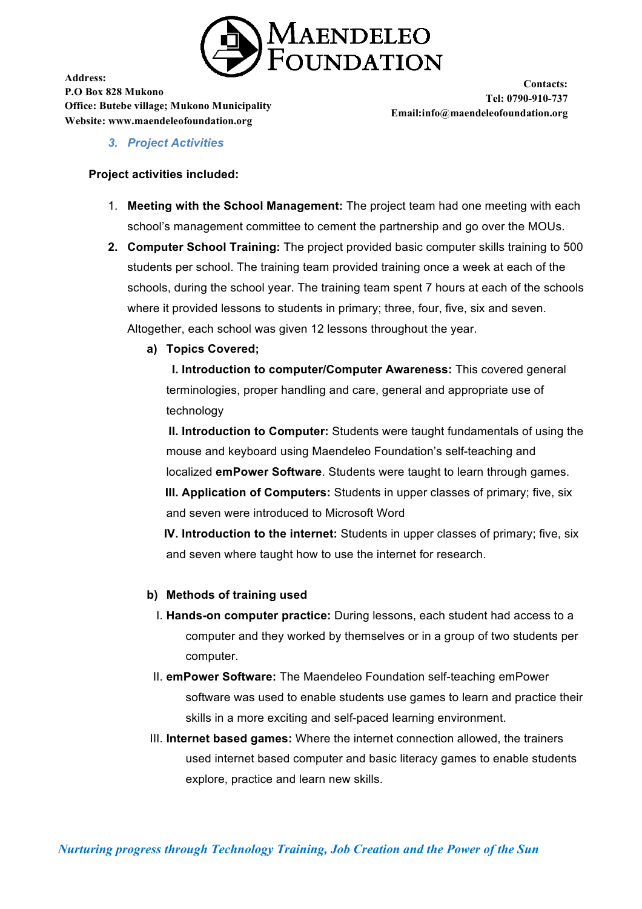### 3. Project Activities

**Project activities included:**

1. **Meeting with the School Management:** The project team had one meeting with each school's management committee to cement the partnership and go over the MOUs.
2. **Computer School Training:** The project provided basic computer skills training to 500 students per school. The training team provided training once a week at each of the schools, during the school year. The training team spent 7 hours at each of the schools where it provided lessons to students in primary; three, four, five, six and seven. Altogether, each school was given 12 lessons throughout the year.

   a) **Topics Covered;**

   **I. Introduction to computer/Computer Awareness:** This covered general terminologies, proper handling and care, general and appropriate use of technology

   **II. Introduction to Computer:** Students were taught fundamentals of using the mouse and keyboard using Maendeleo Foundation's self-teaching and localized **emPower Software**. Students were taught to learn through games.

   **III. Application of Computers:** Students in upper classes of primary; five, six and seven were introduced to Microsoft Word

   **IV. Introduction to the internet:** Students in upper classes of primary; five, six and seven where taught how to use the internet for research.

   b) **Methods of training used**

   I. **Hands-on computer practice:** During lessons, each student had access to a computer and they worked by themselves or in a group of two students per computer.

   II. **emPower Software:** The Maendeleo Foundation self-teaching emPower software was used to enable students use games to learn and practice their skills in a more exciting and self-paced learning environment.

   III. **Internet based games:** Where the internet connection allowed, the trainers used internet based computer and basic literacy games to enable students explore, practice and learn new skills.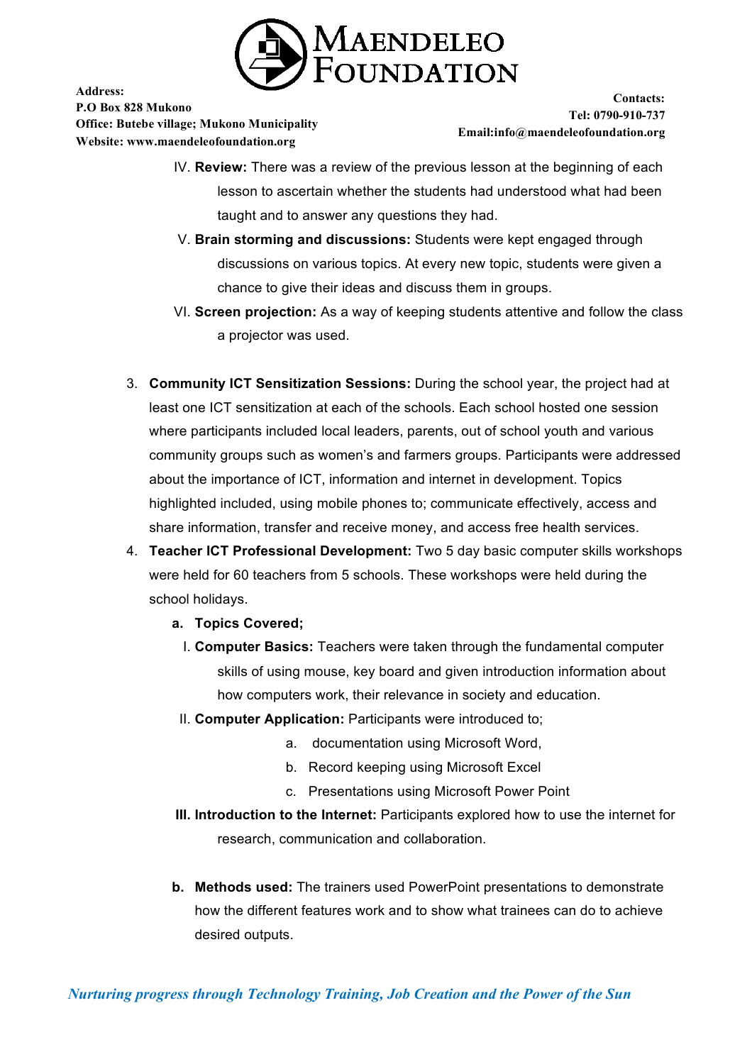IV. **Review:** There was a review of the previous lesson at the beginning of each lesson to ascertain whether the students had understood what had been taught and to answer any questions they had.

V. **Brain storming and discussions:** Students were kept engaged through discussions on various topics. At every new topic, students were given a chance to give their ideas and discuss them in groups.

VI. **Screen projection:** As a way of keeping students attentive and follow the class a projector was used.

3. **Community ICT Sensitization Sessions:** During the school year, the project had at least one ICT sensitization at each of the schools. Each school hosted one session where participants included local leaders, parents, out of school youth and various community groups such as women's and farmers groups. Participants were addressed about the importance of ICT, information and internet in development. Topics highlighted included, using mobile phones to; communicate effectively, access and share information, transfer and receive money, and access free health services.
4. **Teacher ICT Professional Development:** Two 5 day basic computer skills workshops were held for 60 teachers from 5 schools. These workshops were held during the school holidays.

   a. **Topics Covered;**

      I. **Computer Basics:** Teachers were taken through the fundamental computer skills of using mouse, key board and given introduction information about how computers work, their relevance in society and education.

      II. **Computer Application:** Participants were introduced to;

         a. documentation using Microsoft Word,
         b. Record keeping using Microsoft Excel
         c. Presentations using Microsoft Power Point

      **III. Introduction to the Internet:** Participants explored how to use the internet for research, communication and collaboration.

   b. **Methods used:** The trainers used PowerPoint presentations to demonstrate how the different features work and to show what trainees can do to achieve desired outputs.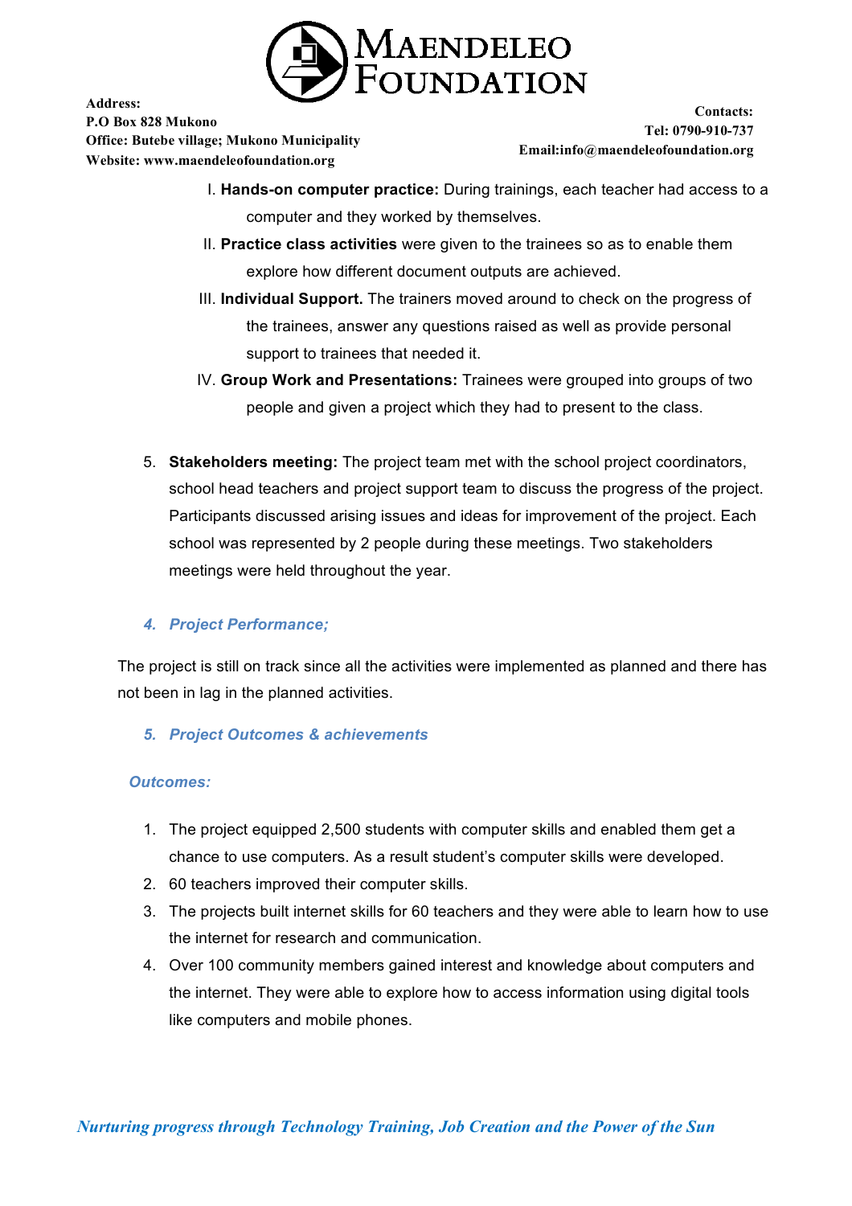I. **Hands-on computer practice:** During trainings, each teacher had access to a computer and they worked by themselves.

II. **Practice class activities** were given to the trainees so as to enable them explore how different document outputs are achieved.

III. **Individual Support.** The trainers moved around to check on the progress of the trainees, answer any questions raised as well as provide personal support to trainees that needed it.

IV. **Group Work and Presentations:** Trainees were grouped into groups of two people and given a project which they had to present to the class.

5. **Stakeholders meeting:** The project team met with the school project coordinators, school head teachers and project support team to discuss the progress of the project. Participants discussed arising issues and ideas for improvement of the project. Each school was represented by 2 people during these meetings. Two stakeholders meetings were held throughout the year.

### *4. Project Performance;*

The project is still on track since all the activities were implemented as planned and there has not been in lag in the planned activities.

### *5. Project Outcomes & achievements*

#### *Outcomes:*

1. The project equipped 2,500 students with computer skills and enabled them get a chance to use computers. As a result student's computer skills were developed.
2. 60 teachers improved their computer skills.
3. The projects built internet skills for 60 teachers and they were able to learn how to use the internet for research and communication.
4. Over 100 community members gained interest and knowledge about computers and the internet. They were able to explore how to access information using digital tools like computers and mobile phones.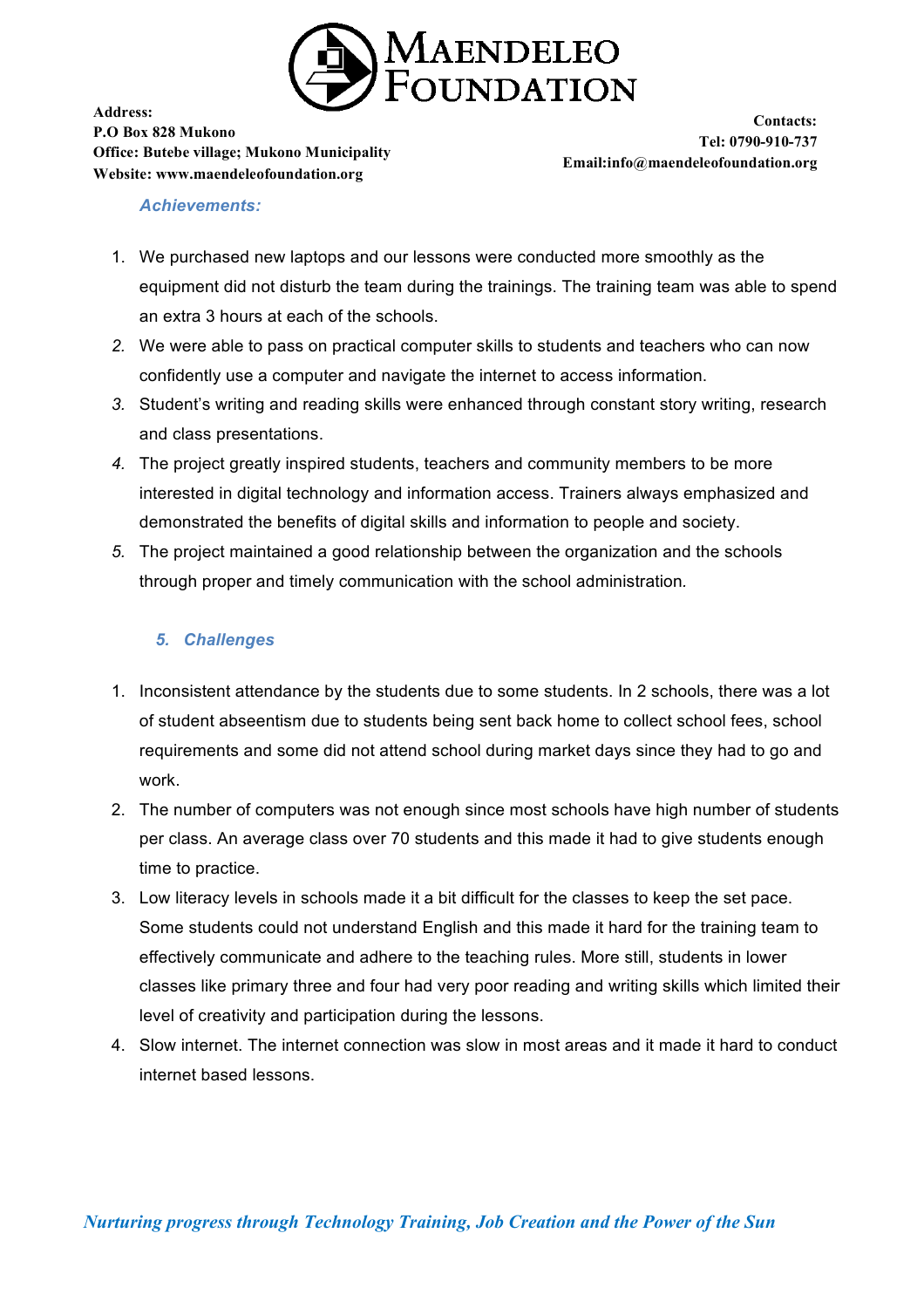### *Achievements:*

1. We purchased new laptops and our lessons were conducted more smoothly as the equipment did not disturb the team during the trainings. The training team was able to spend an extra 3 hours at each of the schools.
2. We were able to pass on practical computer skills to students and teachers who can now confidently use a computer and navigate the internet to access information.
3. Student's writing and reading skills were enhanced through constant story writing, research and class presentations.
4. The project greatly inspired students, teachers and community members to be more interested in digital technology and information access. Trainers always emphasized and demonstrated the benefits of digital skills and information to people and society.
5. The project maintained a good relationship between the organization and the schools through proper and timely communication with the school administration.

### *5. Challenges*

1. Inconsistent attendance by the students due to some students. In 2 schools, there was a lot of student abseentism due to students being sent back home to collect school fees, school requirements and some did not attend school during market days since they had to go and work.
2. The number of computers was not enough since most schools have high number of students per class. An average class over 70 students and this made it had to give students enough time to practice.
3. Low literacy levels in schools made it a bit difficult for the classes to keep the set pace. Some students could not understand English and this made it hard for the training team to effectively communicate and adhere to the teaching rules. More still, students in lower classes like primary three and four had very poor reading and writing skills which limited their level of creativity and participation during the lessons.
4. Slow internet. The internet connection was slow in most areas and it made it hard to conduct internet based lessons.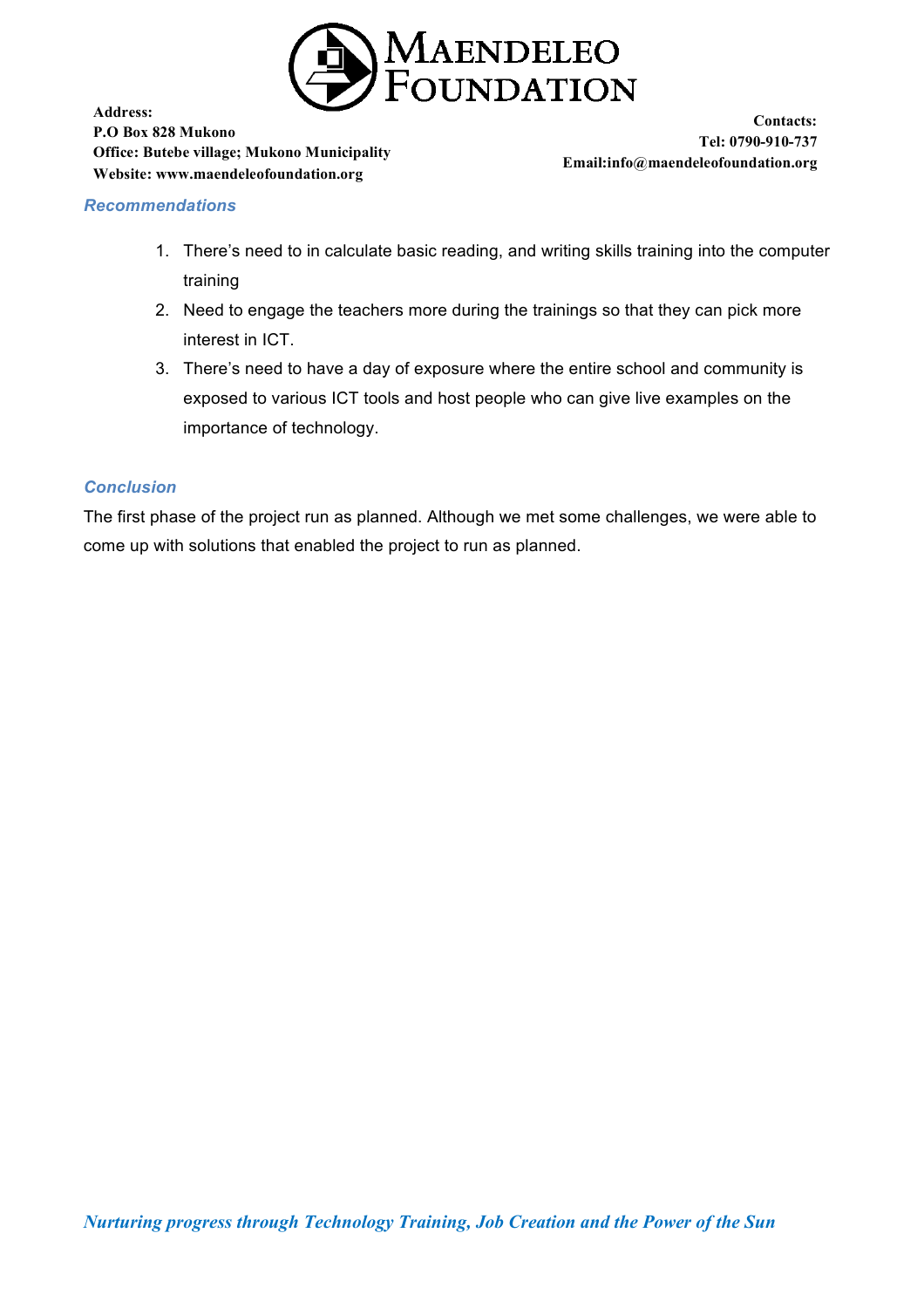### *Recommendations*

1. There's need to in calculate basic reading, and writing skills training into the computer training
2. Need to engage the teachers more during the trainings so that they can pick more interest in ICT.
3. There's need to have a day of exposure where the entire school and community is exposed to various ICT tools and host people who can give live examples on the importance of technology.

### *Conclusion*

The first phase of the project run as planned. Although we met some challenges, we were able to come up with solutions that enabled the project to run as planned.